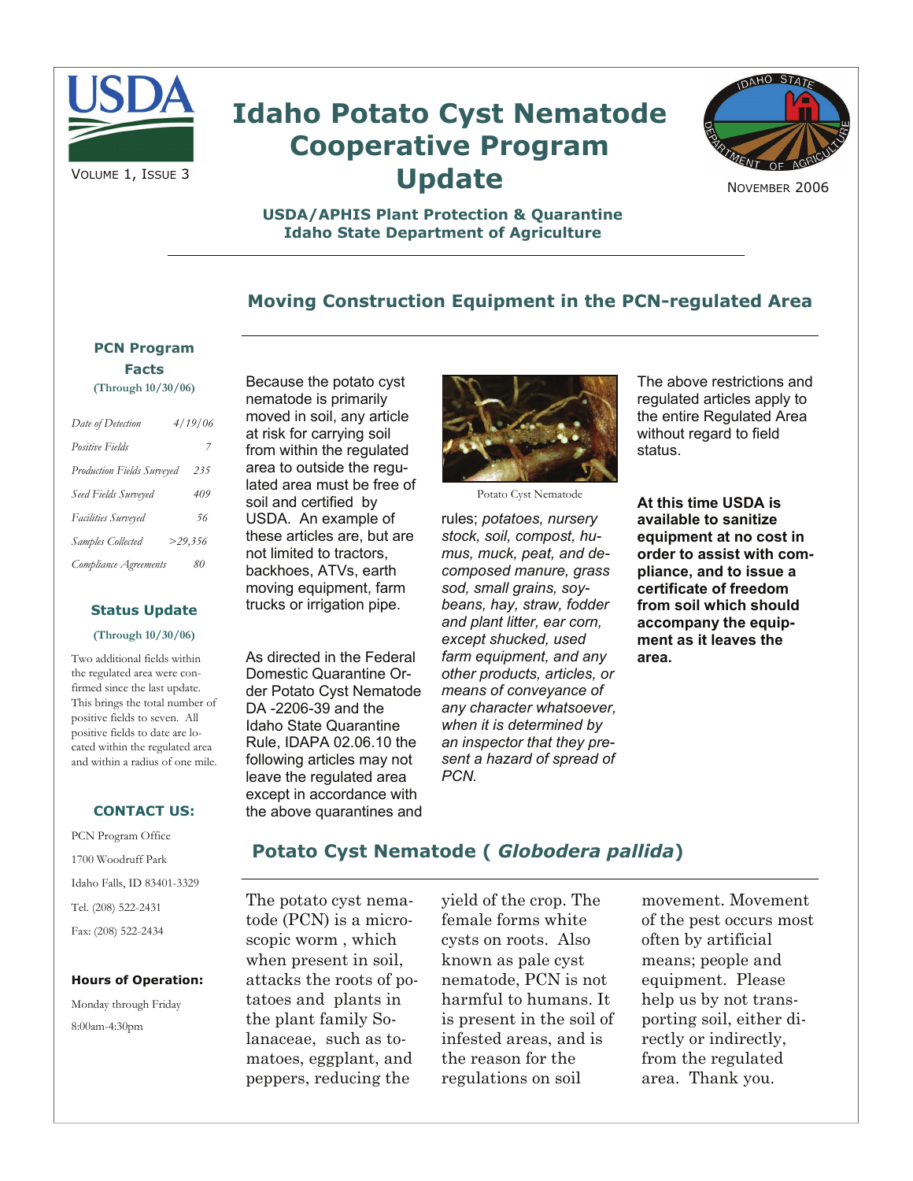# Idaho Potato Cyst Nematode Cooperative Program Update

Volume 1, Issue 3

November 2006

**USDA/APHIS Plant Protection & Quarantine**
**Idaho State Department of Agriculture**

## Moving Construction Equipment in the PCN-regulated Area

Because the potato cyst nematode is primarily moved in soil, any article at risk for carrying soil from within the regulated area to outside the regulated area must be free of soil and certified by USDA. An example of these articles are, but are not limited to tractors, backhoes, ATVs, earth moving equipment, farm trucks or irrigation pipe.

As directed in the Federal Domestic Quarantine Order Potato Cyst Nematode DA -2206-39 and the Idaho State Quarantine Rule, IDAPA 02.06.10 the following articles may not leave the regulated area except in accordance with the above quarantines and rules; *potatoes, nursery stock, soil, compost, humus, muck, peat, and decomposed manure, grass sod, small grains, soybeans, hay, straw, fodder and plant litter, ear corn, except shucked, used farm equipment, and any other products, articles, or means of conveyance of any character whatsoever, when it is determined by an inspector that they present a hazard of spread of PCN.*

Potato Cyst Nematode

The above restrictions and regulated articles apply to the entire Regulated Area without regard to field status.

**At this time USDA is available to sanitize equipment at no cost in order to assist with compliance, and to issue a certificate of freedom from soil which should accompany the equipment as it leaves the area.**

## Potato Cyst Nematode ( *Globodera pallida*)

The potato cyst nematode (PCN) is a microscopic worm , which when present in soil, attacks the roots of potatoes and plants in the plant family Solanaceae, such as tomatoes, eggplant, and peppers, reducing the yield of the crop. The female forms white cysts on roots. Also known as pale cyst nematode, PCN is not harmful to humans. It is present in the soil of infested areas, and is the reason for the regulations on soil movement. Movement of the pest occurs most often by artificial means; people and equipment. Please help us by not transporting soil, either directly or indirectly, from the regulated area. Thank you.

### PCN Program Facts

(Through 10/30/06)

| | |
|---|---|
| *Date of Detection* | *4/19/06* |
| *Positive Fields* | *7* |
| *Production Fields Surveyed* | *235* |
| *Seed Fields Surveyed* | *409* |
| *Facilities Surveyed* | *56* |
| *Samples Collected* | *>29,356* |
| *Compliance Agreements* | *80* |

### Status Update

(Through 10/30/06)

Two additional fields within the regulated area were confirmed since the last update. This brings the total number of positive fields to seven. All positive fields to date are located within the regulated area and within a radius of one mile.

### CONTACT US:

PCN Program Office

1700 Woodruff Park

Idaho Falls, ID 83401-3329

Tel. (208) 522-2431

Fax: (208) 522-2434

**Hours of Operation:**

Monday through Friday

8:00am-4:30pm